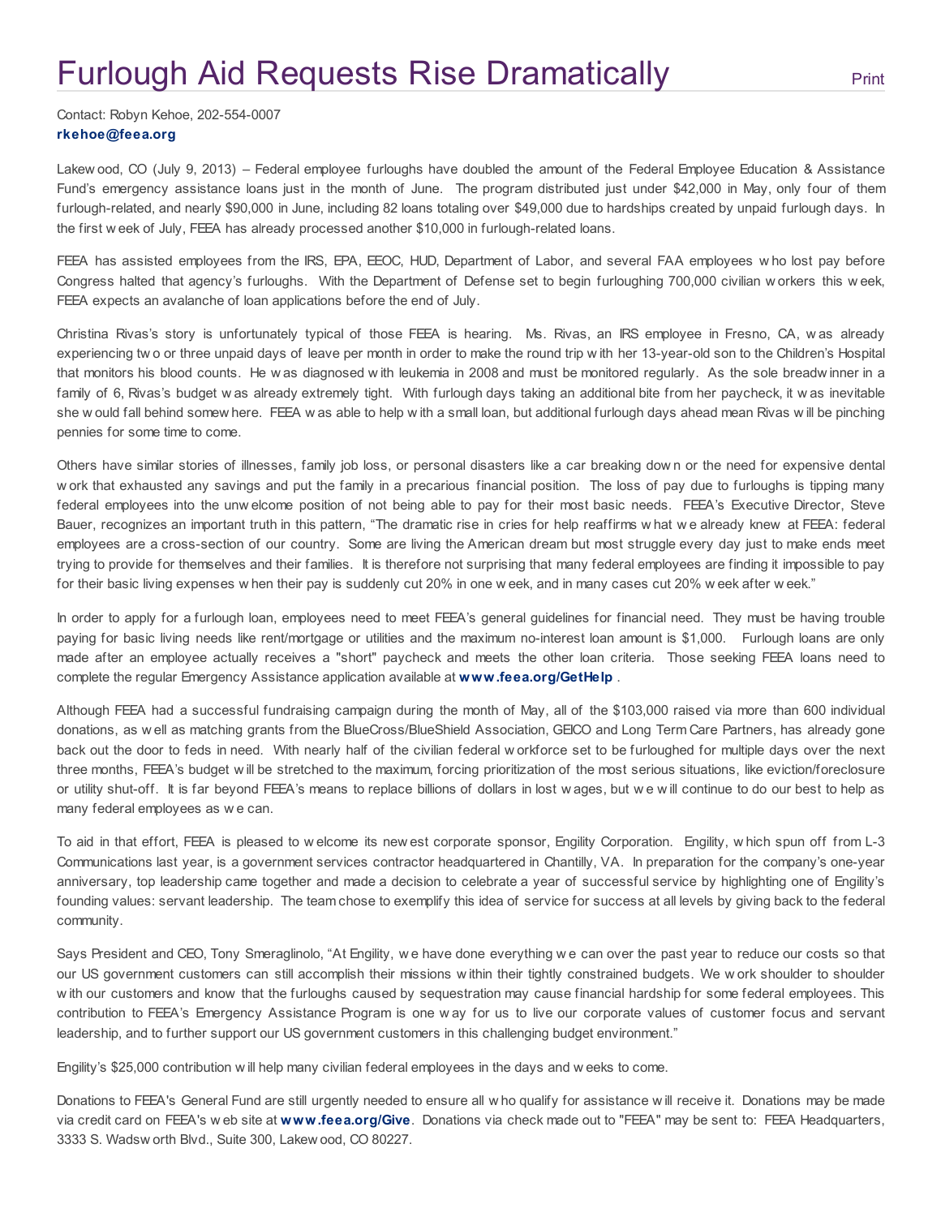# Furlough Aid Requests Rise Dramatically

Print

Contact: Robyn Kehoe, 202-554-0007
**rkehoe@feea.org**

Lakewood, CO (July 9, 2013) – Federal employee furloughs have doubled the amount of the Federal Employee Education & Assistance Fund's emergency assistance loans just in the month of June. The program distributed just under $42,000 in May, only four of them furlough-related, and nearly $90,000 in June, including 82 loans totaling over $49,000 due to hardships created by unpaid furlough days. In the first week of July, FEEA has already processed another $10,000 in furlough-related loans.

FEEA has assisted employees from the IRS, EPA, EEOC, HUD, Department of Labor, and several FAA employees who lost pay before Congress halted that agency's furloughs. With the Department of Defense set to begin furloughing 700,000 civilian workers this week, FEEA expects an avalanche of loan applications before the end of July.

Christina Rivas's story is unfortunately typical of those FEEA is hearing. Ms. Rivas, an IRS employee in Fresno, CA, was already experiencing two or three unpaid days of leave per month in order to make the round trip with her 13-year-old son to the Children's Hospital that monitors his blood counts. He was diagnosed with leukemia in 2008 and must be monitored regularly. As the sole breadwinner in a family of 6, Rivas's budget was already extremely tight. With furlough days taking an additional bite from her paycheck, it was inevitable she would fall behind somewhere. FEEA was able to help with a small loan, but additional furlough days ahead mean Rivas will be pinching pennies for some time to come.

Others have similar stories of illnesses, family job loss, or personal disasters like a car breaking down or the need for expensive dental work that exhausted any savings and put the family in a precarious financial position. The loss of pay due to furloughs is tipping many federal employees into the unwelcome position of not being able to pay for their most basic needs. FEEA's Executive Director, Steve Bauer, recognizes an important truth in this pattern, "The dramatic rise in cries for help reaffirms what we already knew at FEEA: federal employees are a cross-section of our country. Some are living the American dream but most struggle every day just to make ends meet trying to provide for themselves and their families. It is therefore not surprising that many federal employees are finding it impossible to pay for their basic living expenses when their pay is suddenly cut 20% in one week, and in many cases cut 20% week after week."

In order to apply for a furlough loan, employees need to meet FEEA's general guidelines for financial need. They must be having trouble paying for basic living needs like rent/mortgage or utilities and the maximum no-interest loan amount is $1,000. Furlough loans are only made after an employee actually receives a "short" paycheck and meets the other loan criteria. Those seeking FEEA loans need to complete the regular Emergency Assistance application available at **www.feea.org/GetHelp** .

Although FEEA had a successful fundraising campaign during the month of May, all of the $103,000 raised via more than 600 individual donations, as well as matching grants from the BlueCross/BlueShield Association, GEICO and Long Term Care Partners, has already gone back out the door to feds in need. With nearly half of the civilian federal workforce set to be furloughed for multiple days over the next three months, FEEA's budget will be stretched to the maximum, forcing prioritization of the most serious situations, like eviction/foreclosure or utility shut-off. It is far beyond FEEA's means to replace billions of dollars in lost wages, but we will continue to do our best to help as many federal employees as we can.

To aid in that effort, FEEA is pleased to welcome its newest corporate sponsor, Engility Corporation. Engility, which spun off from L-3 Communications last year, is a government services contractor headquartered in Chantilly, VA. In preparation for the company's one-year anniversary, top leadership came together and made a decision to celebrate a year of successful service by highlighting one of Engility's founding values: servant leadership. The team chose to exemplify this idea of service for success at all levels by giving back to the federal community.

Says President and CEO, Tony Smeraglinolo, "At Engility, we have done everything we can over the past year to reduce our costs so that our US government customers can still accomplish their missions within their tightly constrained budgets. We work shoulder to shoulder with our customers and know that the furloughs caused by sequestration may cause financial hardship for some federal employees. This contribution to FEEA's Emergency Assistance Program is one way for us to live our corporate values of customer focus and servant leadership, and to further support our US government customers in this challenging budget environment."

Engility's $25,000 contribution will help many civilian federal employees in the days and weeks to come.

Donations to FEEA's General Fund are still urgently needed to ensure all who qualify for assistance will receive it. Donations may be made via credit card on FEEA's web site at **www.feea.org/Give**. Donations via check made out to "FEEA" may be sent to: FEEA Headquarters, 3333 S. Wadsworth Blvd., Suite 300, Lakewood, CO 80227.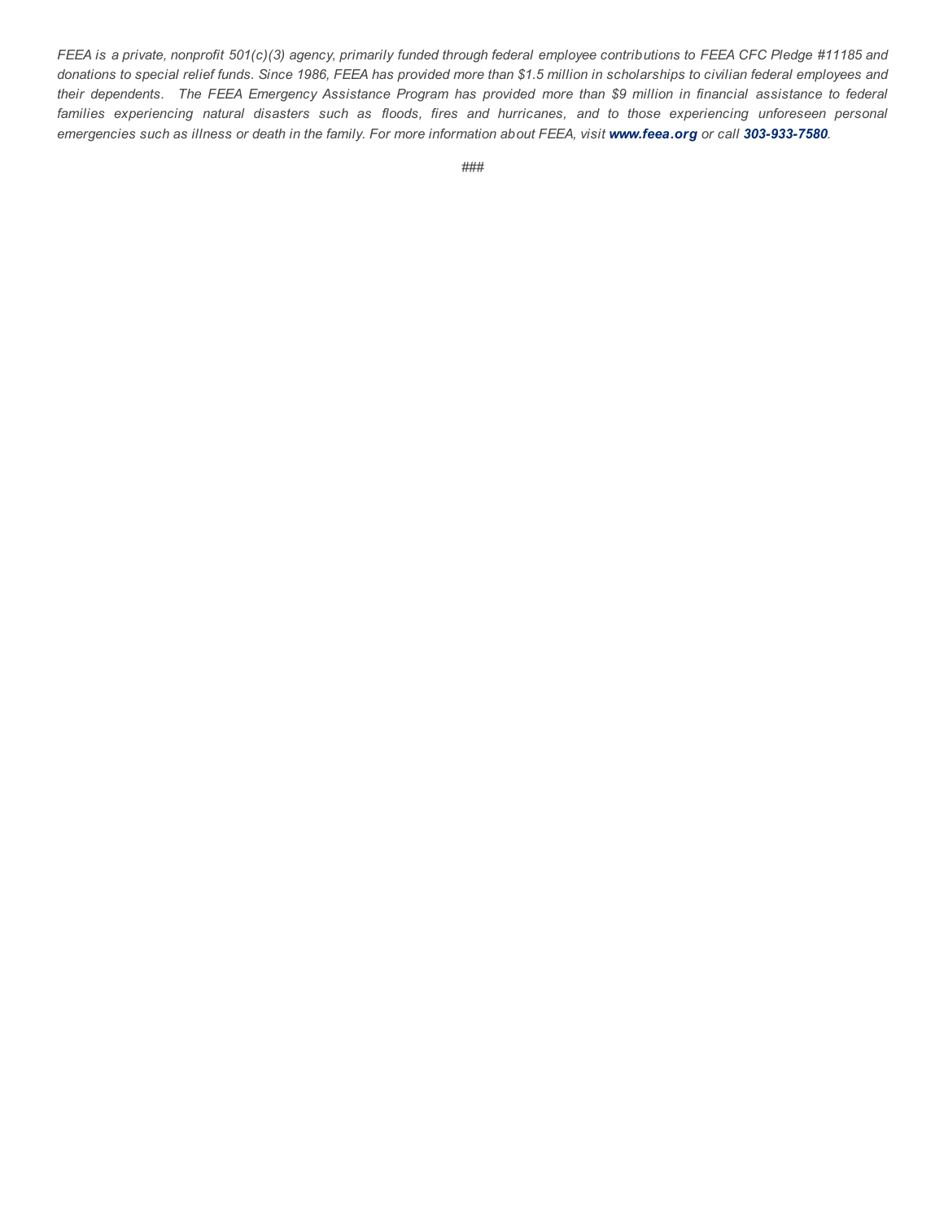*FEEA is a private, nonprofit 501(c)(3) agency, primarily funded through federal employee contributions to FEEA CFC Pledge #11185 and donations to special relief funds. Since 1986, FEEA has provided more than $1.5 million in scholarships to civilian federal employees and their dependents. The FEEA Emergency Assistance Program has provided more than $9 million in financial assistance to federal families experiencing natural disasters such as floods, fires and hurricanes, and to those experiencing unforeseen personal emergencies such as illness or death in the family. For more information about FEEA, visit **www.feea.org** or call **303-933-7580**.*

###